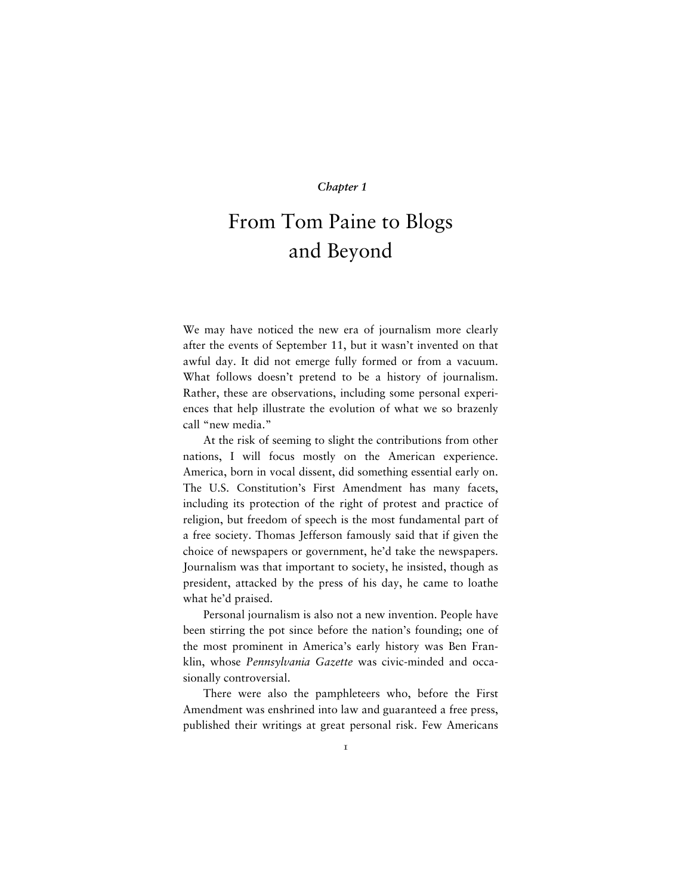*Chapter 1*

# From Tom Paine to Blogs and Beyond

We may have noticed the new era of journalism more clearly after the events of September 11, but it wasn't invented on that awful day. It did not emerge fully formed or from a vacuum. What follows doesn't pretend to be a history of journalism. Rather, these are observations, including some personal experiences that help illustrate the evolution of what we so brazenly call "new media."

At the risk of seeming to slight the contributions from other nations, I will focus mostly on the American experience. America, born in vocal dissent, did something essential early on. The U.S. Constitution's First Amendment has many facets, including its protection of the right of protest and practice of religion, but freedom of speech is the most fundamental part of a free society. Thomas Jefferson famously said that if given the choice of newspapers or government, he'd take the newspapers. Journalism was that important to society, he insisted, though as president, attacked by the press of his day, he came to loathe what he'd praised.

Personal journalism is also not a new invention. People have been stirring the pot since before the nation's founding; one of the most prominent in America's early history was Ben Franklin, whose *Pennsylvania Gazette* was civic-minded and occasionally controversial.

There were also the pamphleteers who, before the First Amendment was enshrined into law and guaranteed a free press, published their writings at great personal risk. Few Americans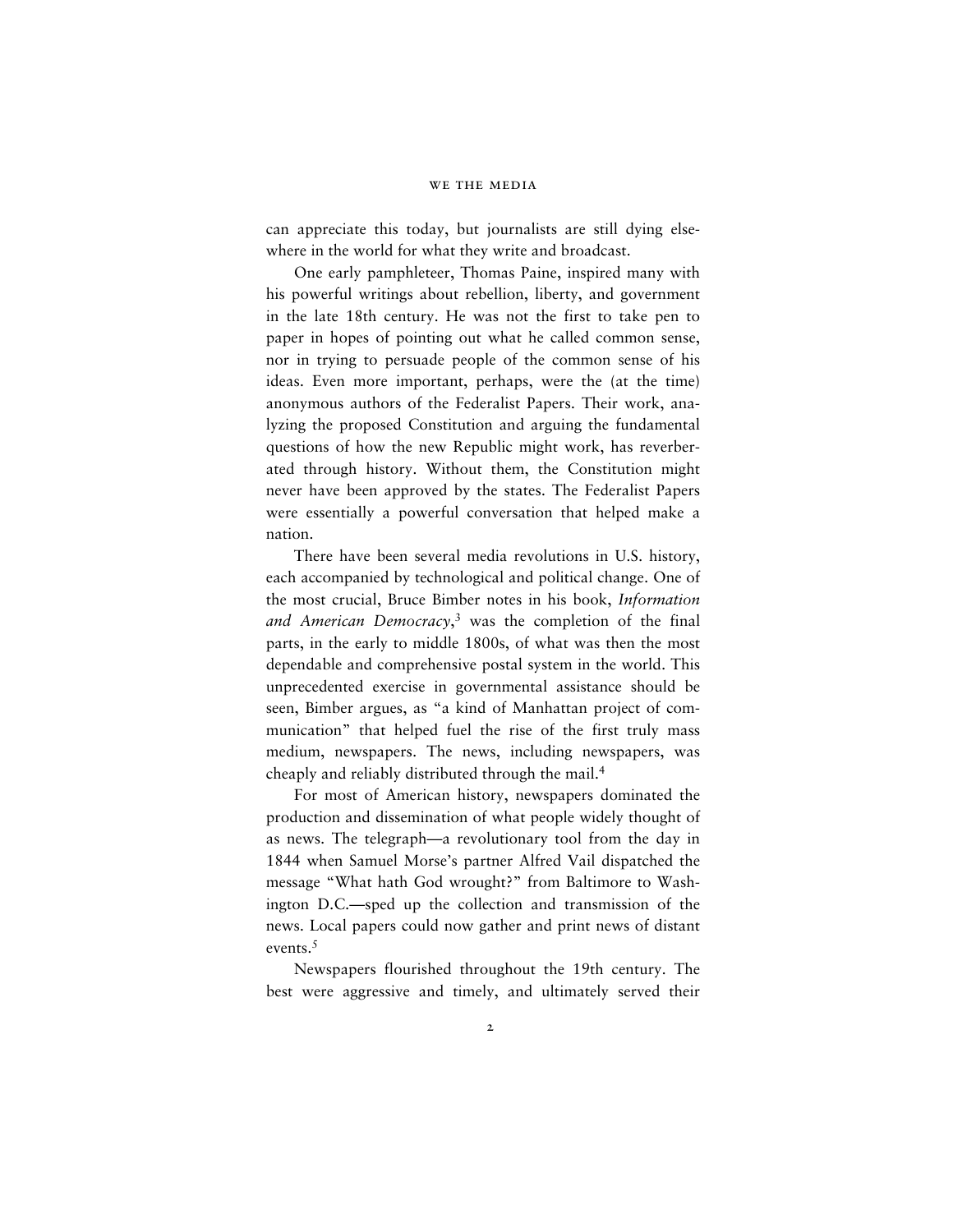can appreciate this today, but journalists are still dying elsewhere in the world for what they write and broadcast.

One early pamphleteer, Thomas Paine, inspired many with his powerful writings about rebellion, liberty, and government in the late 18th century. He was not the first to take pen to paper in hopes of pointing out what he called common sense, nor in trying to persuade people of the common sense of his ideas. Even more important, perhaps, were the (at the time) anonymous authors of the Federalist Papers. Their work, analyzing the proposed Constitution and arguing the fundamental questions of how the new Republic might work, has reverberated through history. Without them, the Constitution might never have been approved by the states. The Federalist Papers were essentially a powerful conversation that helped make a nation.

There have been several media revolutions in U.S. history, each accompanied by technological and political change. One of the most crucial, Bruce Bimber notes in his book, *Information and American Democracy*,[3] was the completion of the final parts, in the early to middle 1800s, of what was then the most dependable and comprehensive postal system in the world. This unprecedented exercise in governmental assistance should be seen, Bimber argues, as "a kind of Manhattan project of communication" that helped fuel the rise of the first truly mass medium, newspapers. The news, including newspapers, was cheaply and reliably distributed through the mail.[4]

For most of American history, newspapers dominated the production and dissemination of what people widely thought of as news. The telegraph—a revolutionary tool from the day in 1844 when Samuel Morse's partner Alfred Vail dispatched the message "What hath God wrought?" from Baltimore to Washington D.C.—sped up the collection and transmission of the news. Local papers could now gather and print news of distant events.[5]

Newspapers flourished throughout the 19th century. The best were aggressive and timely, and ultimately served their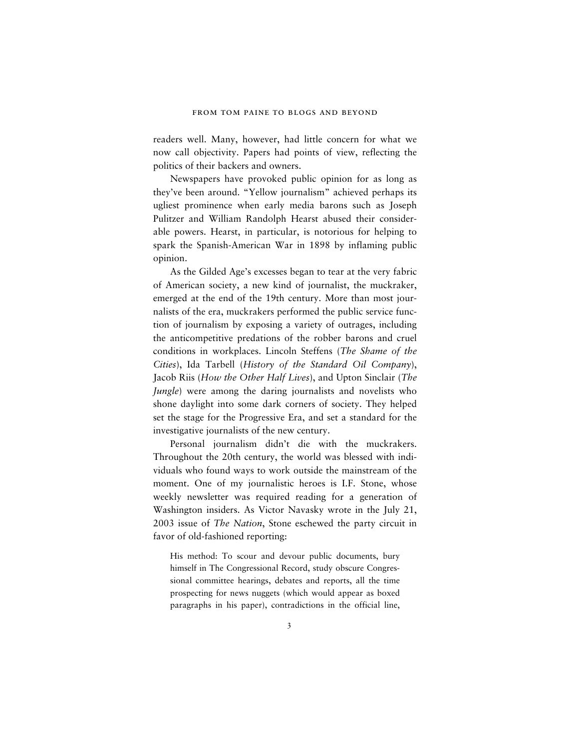readers well. Many, however, had little concern for what we now call objectivity. Papers had points of view, reflecting the politics of their backers and owners.

Newspapers have provoked public opinion for as long as they've been around. "Yellow journalism" achieved perhaps its ugliest prominence when early media barons such as Joseph Pulitzer and William Randolph Hearst abused their considerable powers. Hearst, in particular, is notorious for helping to spark the Spanish-American War in 1898 by inflaming public opinion.

As the Gilded Age's excesses began to tear at the very fabric of American society, a new kind of journalist, the muckraker, emerged at the end of the 19th century. More than most journalists of the era, muckrakers performed the public service function of journalism by exposing a variety of outrages, including the anticompetitive predations of the robber barons and cruel conditions in workplaces. Lincoln Steffens (*The Shame of the Cities*), Ida Tarbell (*History of the Standard Oil Company*), Jacob Riis (*How the Other Half Lives*), and Upton Sinclair (*The Jungle*) were among the daring journalists and novelists who shone daylight into some dark corners of society. They helped set the stage for the Progressive Era, and set a standard for the investigative journalists of the new century.

Personal journalism didn't die with the muckrakers. Throughout the 20th century, the world was blessed with individuals who found ways to work outside the mainstream of the moment. One of my journalistic heroes is I.F. Stone, whose weekly newsletter was required reading for a generation of Washington insiders. As Victor Navasky wrote in the July 21, 2003 issue of *The Nation*, Stone eschewed the party circuit in favor of old-fashioned reporting:

> His method: To scour and devour public documents, bury himself in The Congressional Record, study obscure Congressional committee hearings, debates and reports, all the time prospecting for news nuggets (which would appear as boxed paragraphs in his paper), contradictions in the official line,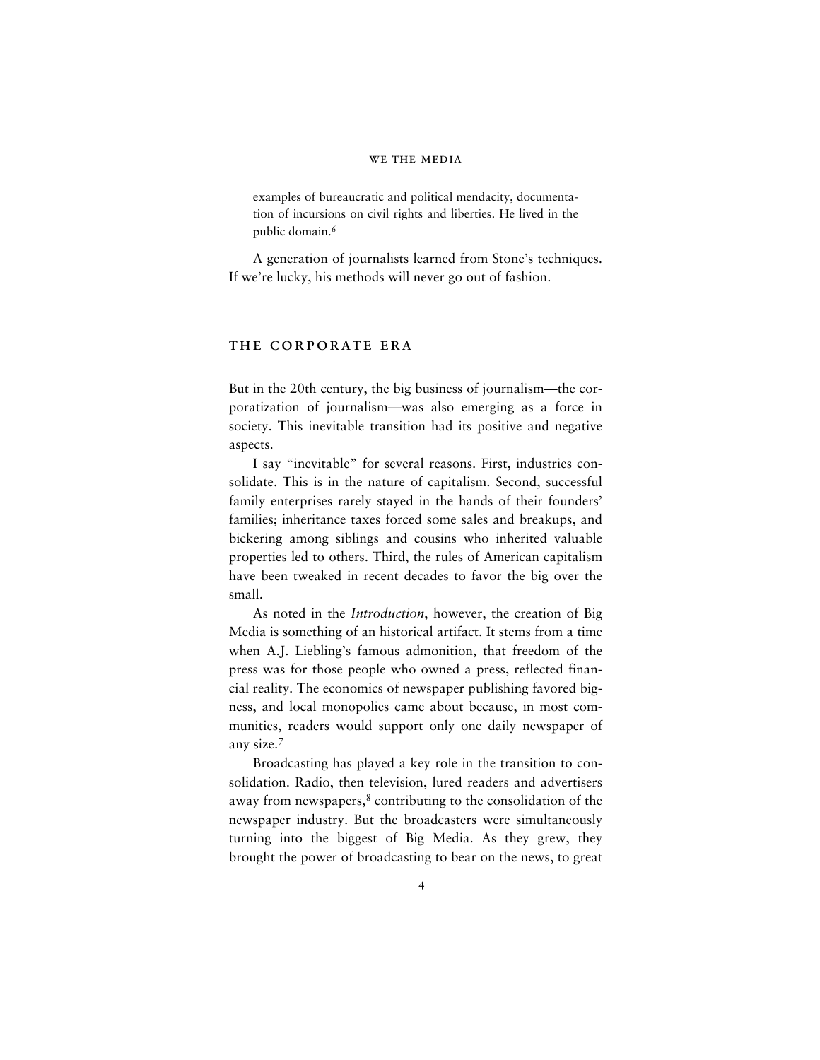examples of bureaucratic and political mendacity, documentation of incursions on civil rights and liberties. He lived in the public domain.[6]

A generation of journalists learned from Stone's techniques. If we're lucky, his methods will never go out of fashion.

## THE CORPORATE ERA

But in the 20th century, the big business of journalism—the corporatization of journalism—was also emerging as a force in society. This inevitable transition had its positive and negative aspects.

I say "inevitable" for several reasons. First, industries consolidate. This is in the nature of capitalism. Second, successful family enterprises rarely stayed in the hands of their founders' families; inheritance taxes forced some sales and breakups, and bickering among siblings and cousins who inherited valuable properties led to others. Third, the rules of American capitalism have been tweaked in recent decades to favor the big over the small.

As noted in the *Introduction*, however, the creation of Big Media is something of an historical artifact. It stems from a time when A.J. Liebling's famous admonition, that freedom of the press was for those people who owned a press, reflected financial reality. The economics of newspaper publishing favored bigness, and local monopolies came about because, in most communities, readers would support only one daily newspaper of any size.[7]

Broadcasting has played a key role in the transition to consolidation. Radio, then television, lured readers and advertisers away from newspapers,[8] contributing to the consolidation of the newspaper industry. But the broadcasters were simultaneously turning into the biggest of Big Media. As they grew, they brought the power of broadcasting to bear on the news, to great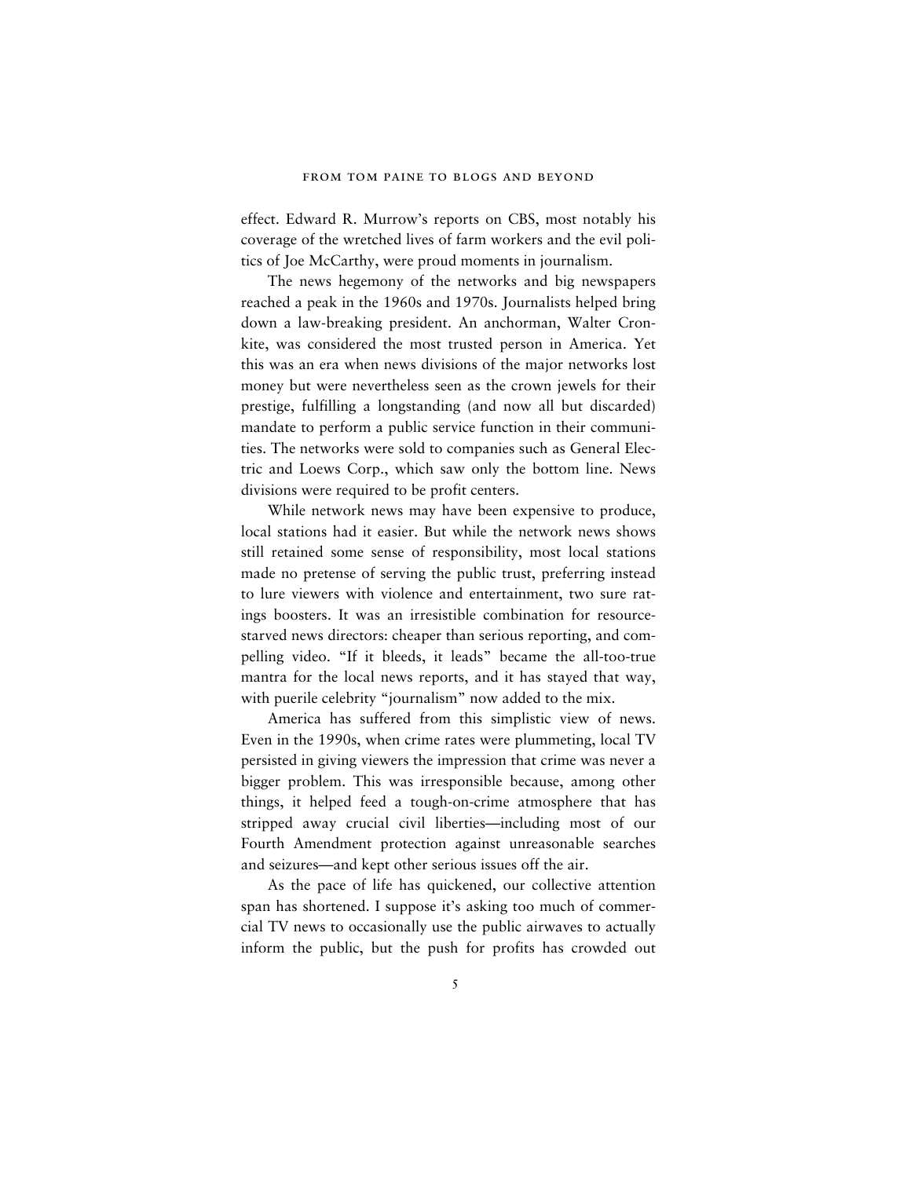effect. Edward R. Murrow's reports on CBS, most notably his coverage of the wretched lives of farm workers and the evil politics of Joe McCarthy, were proud moments in journalism.

The news hegemony of the networks and big newspapers reached a peak in the 1960s and 1970s. Journalists helped bring down a law-breaking president. An anchorman, Walter Cronkite, was considered the most trusted person in America. Yet this was an era when news divisions of the major networks lost money but were nevertheless seen as the crown jewels for their prestige, fulfilling a longstanding (and now all but discarded) mandate to perform a public service function in their communities. The networks were sold to companies such as General Electric and Loews Corp., which saw only the bottom line. News divisions were required to be profit centers.

While network news may have been expensive to produce, local stations had it easier. But while the network news shows still retained some sense of responsibility, most local stations made no pretense of serving the public trust, preferring instead to lure viewers with violence and entertainment, two sure ratings boosters. It was an irresistible combination for resource-starved news directors: cheaper than serious reporting, and compelling video. "If it bleeds, it leads" became the all-too-true mantra for the local news reports, and it has stayed that way, with puerile celebrity "journalism" now added to the mix.

America has suffered from this simplistic view of news. Even in the 1990s, when crime rates were plummeting, local TV persisted in giving viewers the impression that crime was never a bigger problem. This was irresponsible because, among other things, it helped feed a tough-on-crime atmosphere that has stripped away crucial civil liberties—including most of our Fourth Amendment protection against unreasonable searches and seizures—and kept other serious issues off the air.

As the pace of life has quickened, our collective attention span has shortened. I suppose it's asking too much of commercial TV news to occasionally use the public airwaves to actually inform the public, but the push for profits has crowded out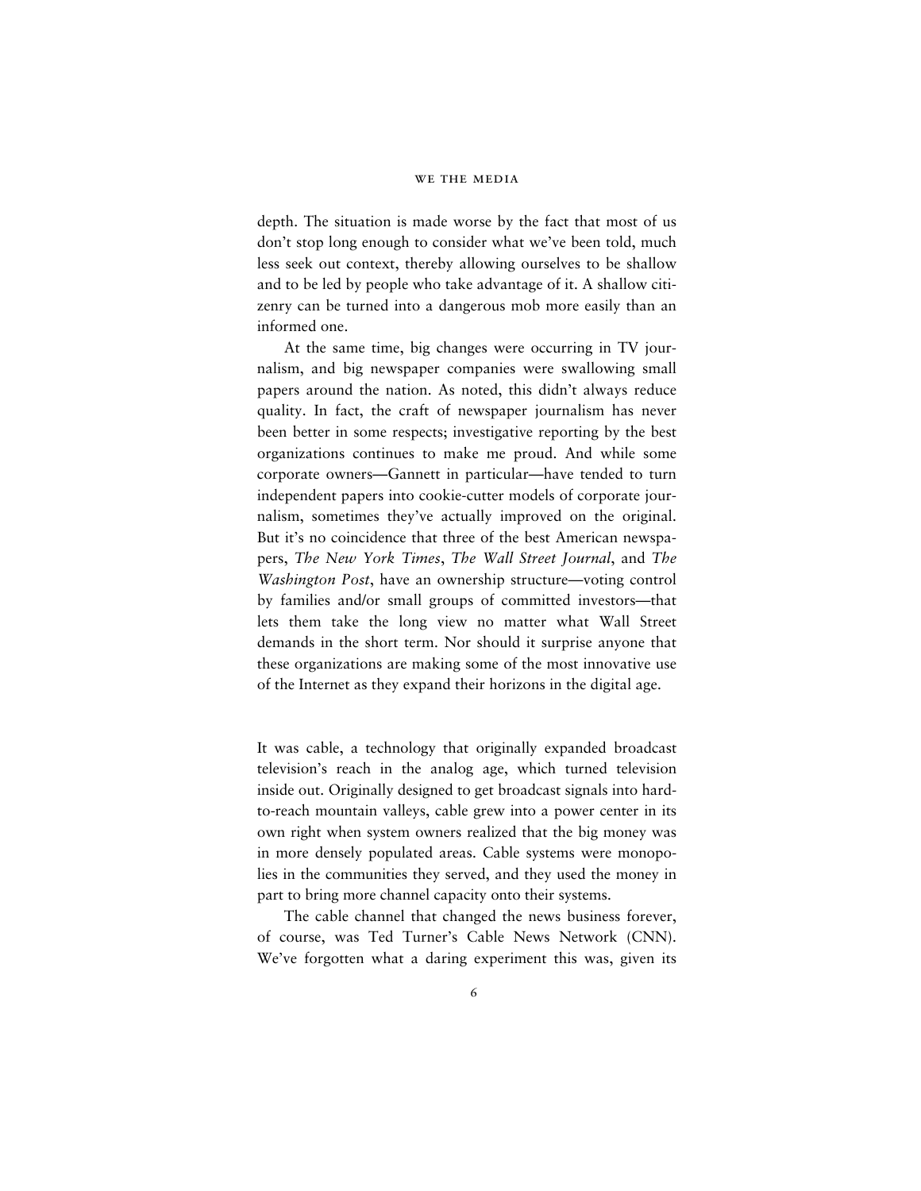depth. The situation is made worse by the fact that most of us don't stop long enough to consider what we've been told, much less seek out context, thereby allowing ourselves to be shallow and to be led by people who take advantage of it. A shallow citizenry can be turned into a dangerous mob more easily than an informed one.

At the same time, big changes were occurring in TV journalism, and big newspaper companies were swallowing small papers around the nation. As noted, this didn't always reduce quality. In fact, the craft of newspaper journalism has never been better in some respects; investigative reporting by the best organizations continues to make me proud. And while some corporate owners—Gannett in particular—have tended to turn independent papers into cookie-cutter models of corporate journalism, sometimes they've actually improved on the original. But it's no coincidence that three of the best American newspapers, *The New York Times*, *The Wall Street Journal*, and *The Washington Post*, have an ownership structure—voting control by families and/or small groups of committed investors—that lets them take the long view no matter what Wall Street demands in the short term. Nor should it surprise anyone that these organizations are making some of the most innovative use of the Internet as they expand their horizons in the digital age.

It was cable, a technology that originally expanded broadcast television's reach in the analog age, which turned television inside out. Originally designed to get broadcast signals into hard-to-reach mountain valleys, cable grew into a power center in its own right when system owners realized that the big money was in more densely populated areas. Cable systems were monopolies in the communities they served, and they used the money in part to bring more channel capacity onto their systems.

The cable channel that changed the news business forever, of course, was Ted Turner's Cable News Network (CNN). We've forgotten what a daring experiment this was, given its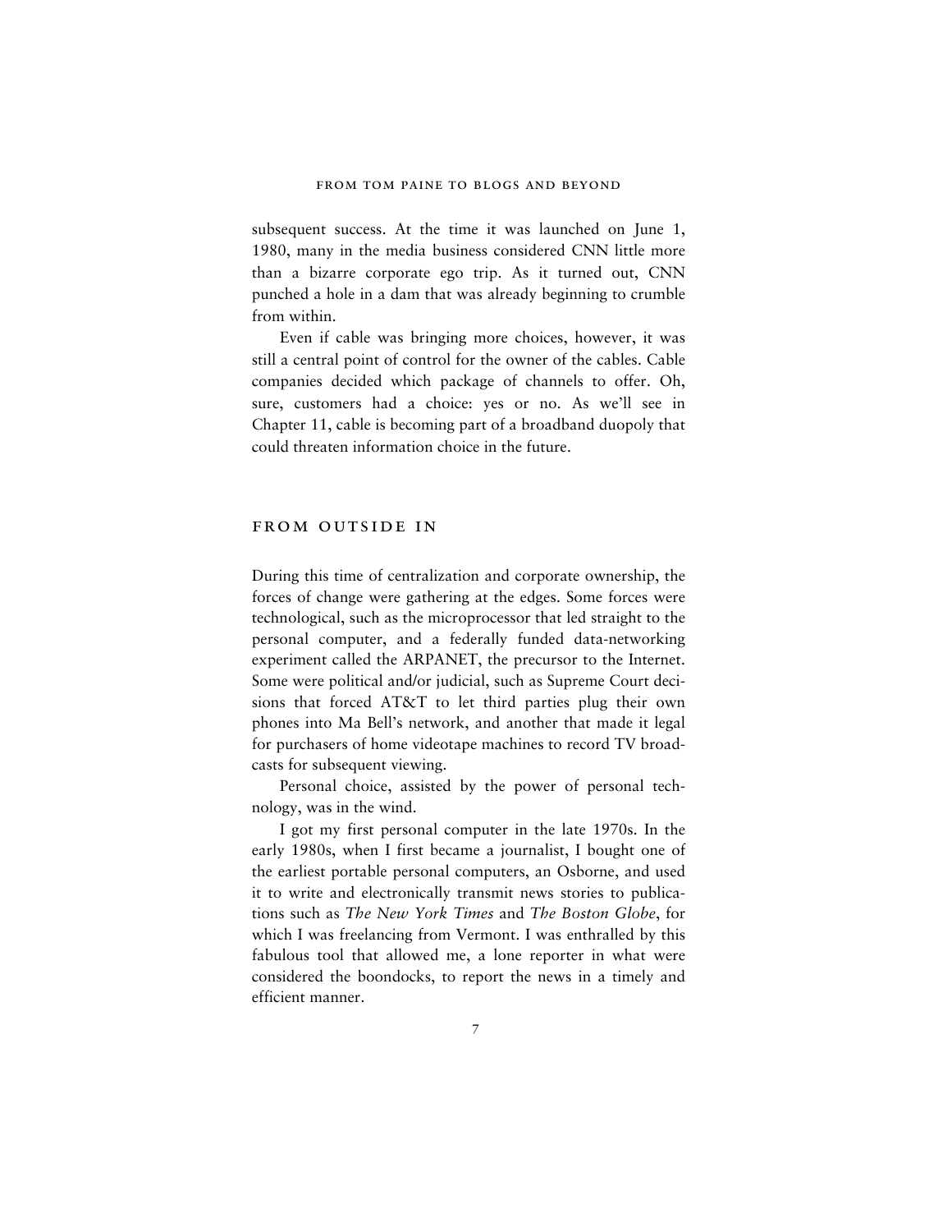subsequent success. At the time it was launched on June 1, 1980, many in the media business considered CNN little more than a bizarre corporate ego trip. As it turned out, CNN punched a hole in a dam that was already beginning to crumble from within.

Even if cable was bringing more choices, however, it was still a central point of control for the owner of the cables. Cable companies decided which package of channels to offer. Oh, sure, customers had a choice: yes or no. As we'll see in Chapter 11, cable is becoming part of a broadband duopoly that could threaten information choice in the future.

## FROM OUTSIDE IN

During this time of centralization and corporate ownership, the forces of change were gathering at the edges. Some forces were technological, such as the microprocessor that led straight to the personal computer, and a federally funded data-networking experiment called the ARPANET, the precursor to the Internet. Some were political and/or judicial, such as Supreme Court decisions that forced AT&T to let third parties plug their own phones into Ma Bell's network, and another that made it legal for purchasers of home videotape machines to record TV broadcasts for subsequent viewing.

Personal choice, assisted by the power of personal technology, was in the wind.

I got my first personal computer in the late 1970s. In the early 1980s, when I first became a journalist, I bought one of the earliest portable personal computers, an Osborne, and used it to write and electronically transmit news stories to publications such as *The New York Times* and *The Boston Globe*, for which I was freelancing from Vermont. I was enthralled by this fabulous tool that allowed me, a lone reporter in what were considered the boondocks, to report the news in a timely and efficient manner.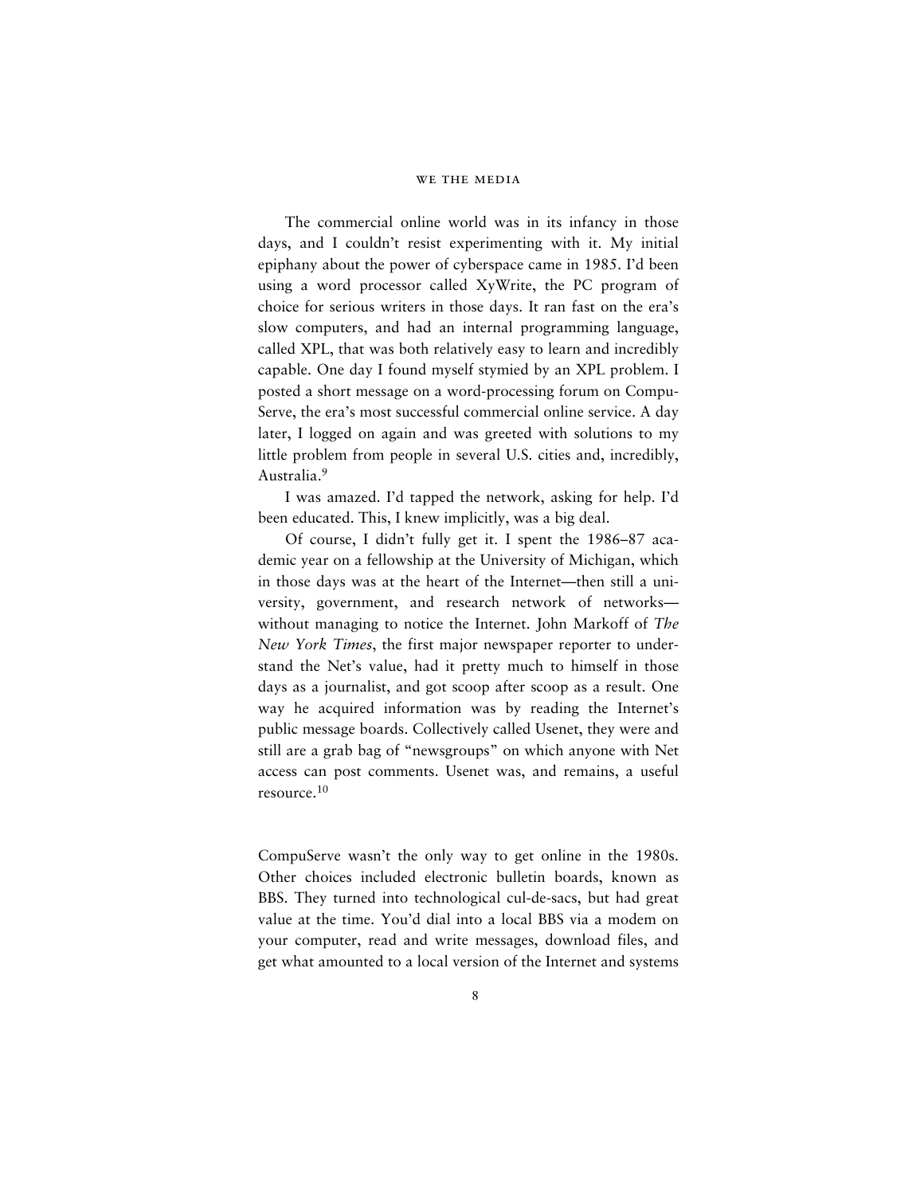The commercial online world was in its infancy in those days, and I couldn't resist experimenting with it. My initial epiphany about the power of cyberspace came in 1985. I'd been using a word processor called XyWrite, the PC program of choice for serious writers in those days. It ran fast on the era's slow computers, and had an internal programming language, called XPL, that was both relatively easy to learn and incredibly capable. One day I found myself stymied by an XPL problem. I posted a short message on a word-processing forum on CompuServe, the era's most successful commercial online service. A day later, I logged on again and was greeted with solutions to my little problem from people in several U.S. cities and, incredibly, Australia.[9]

I was amazed. I'd tapped the network, asking for help. I'd been educated. This, I knew implicitly, was a big deal.

Of course, I didn't fully get it. I spent the 1986–87 academic year on a fellowship at the University of Michigan, which in those days was at the heart of the Internet—then still a university, government, and research network of networks—without managing to notice the Internet. John Markoff of *The New York Times*, the first major newspaper reporter to understand the Net's value, had it pretty much to himself in those days as a journalist, and got scoop after scoop as a result. One way he acquired information was by reading the Internet's public message boards. Collectively called Usenet, they were and still are a grab bag of "newsgroups" on which anyone with Net access can post comments. Usenet was, and remains, a useful resource.[10]

CompuServe wasn't the only way to get online in the 1980s. Other choices included electronic bulletin boards, known as BBS. They turned into technological cul-de-sacs, but had great value at the time. You'd dial into a local BBS via a modem on your computer, read and write messages, download files, and get what amounted to a local version of the Internet and systems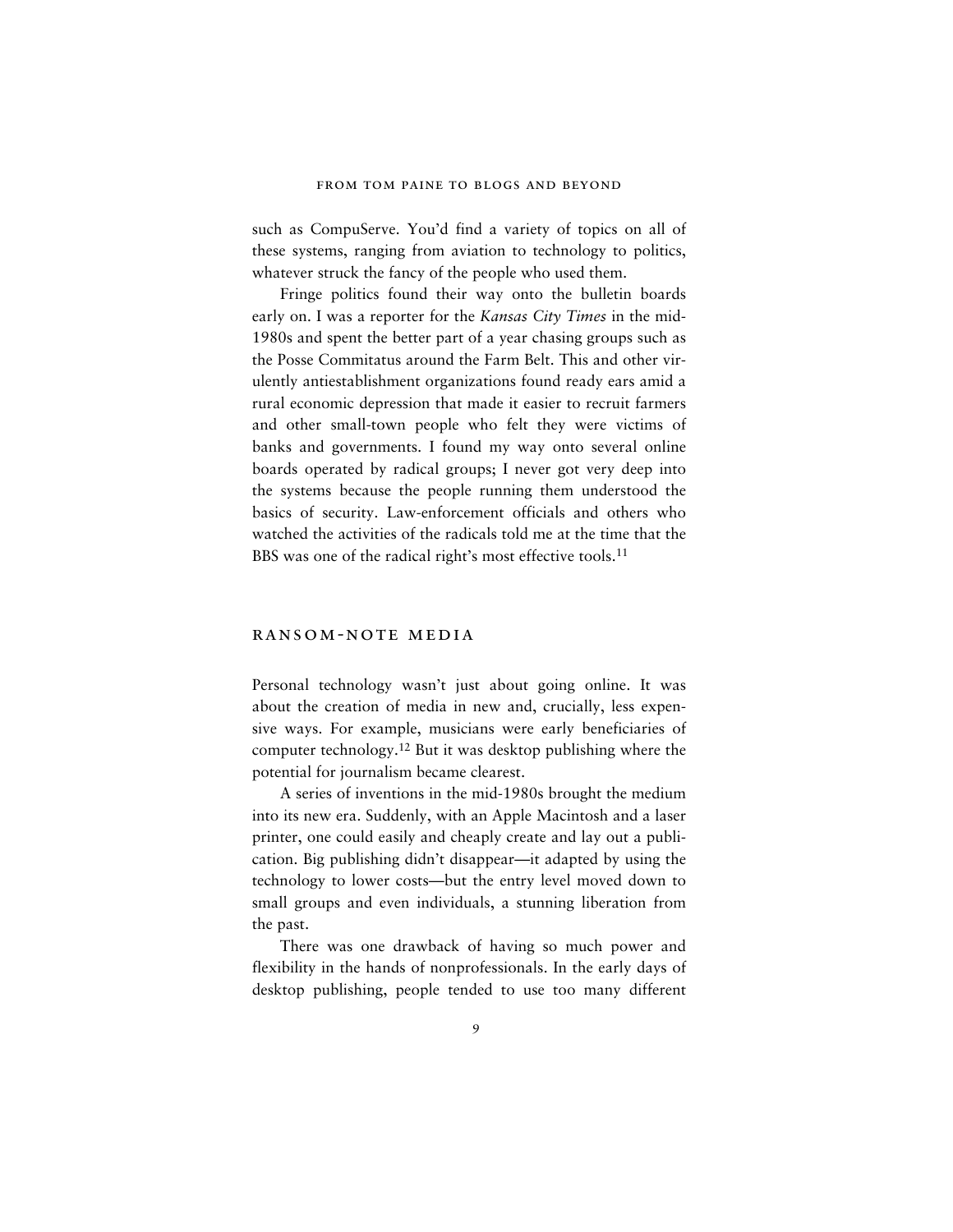such as CompuServe. You'd find a variety of topics on all of these systems, ranging from aviation to technology to politics, whatever struck the fancy of the people who used them.

Fringe politics found their way onto the bulletin boards early on. I was a reporter for the *Kansas City Times* in the mid-1980s and spent the better part of a year chasing groups such as the Posse Commitatus around the Farm Belt. This and other virulently antiestablishment organizations found ready ears amid a rural economic depression that made it easier to recruit farmers and other small-town people who felt they were victims of banks and governments. I found my way onto several online boards operated by radical groups; I never got very deep into the systems because the people running them understood the basics of security. Law-enforcement officials and others who watched the activities of the radicals told me at the time that the BBS was one of the radical right's most effective tools.[11]

## RANSOM-NOTE MEDIA

Personal technology wasn't just about going online. It was about the creation of media in new and, crucially, less expensive ways. For example, musicians were early beneficiaries of computer technology.[12] But it was desktop publishing where the potential for journalism became clearest.

A series of inventions in the mid-1980s brought the medium into its new era. Suddenly, with an Apple Macintosh and a laser printer, one could easily and cheaply create and lay out a publication. Big publishing didn't disappear—it adapted by using the technology to lower costs—but the entry level moved down to small groups and even individuals, a stunning liberation from the past.

There was one drawback of having so much power and flexibility in the hands of nonprofessionals. In the early days of desktop publishing, people tended to use too many different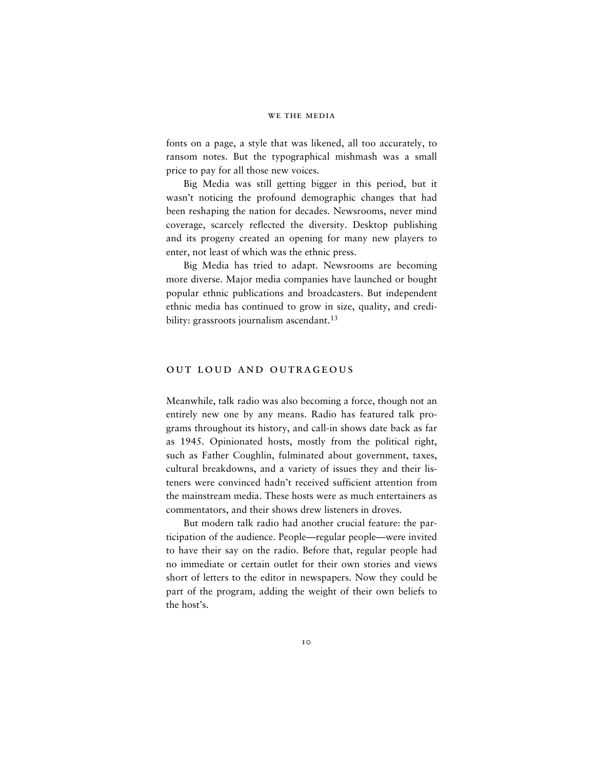fonts on a page, a style that was likened, all too accurately, to ransom notes. But the typographical mishmash was a small price to pay for all those new voices.

Big Media was still getting bigger in this period, but it wasn't noticing the profound demographic changes that had been reshaping the nation for decades. Newsrooms, never mind coverage, scarcely reflected the diversity. Desktop publishing and its progeny created an opening for many new players to enter, not least of which was the ethnic press.

Big Media has tried to adapt. Newsrooms are becoming more diverse. Major media companies have launched or bought popular ethnic publications and broadcasters. But independent ethnic media has continued to grow in size, quality, and credibility: grassroots journalism ascendant.[13]

## OUT LOUD AND OUTRAGEOUS

Meanwhile, talk radio was also becoming a force, though not an entirely new one by any means. Radio has featured talk programs throughout its history, and call-in shows date back as far as 1945. Opinionated hosts, mostly from the political right, such as Father Coughlin, fulminated about government, taxes, cultural breakdowns, and a variety of issues they and their listeners were convinced hadn't received sufficient attention from the mainstream media. These hosts were as much entertainers as commentators, and their shows drew listeners in droves.

But modern talk radio had another crucial feature: the participation of the audience. People—regular people—were invited to have their say on the radio. Before that, regular people had no immediate or certain outlet for their own stories and views short of letters to the editor in newspapers. Now they could be part of the program, adding the weight of their own beliefs to the host's.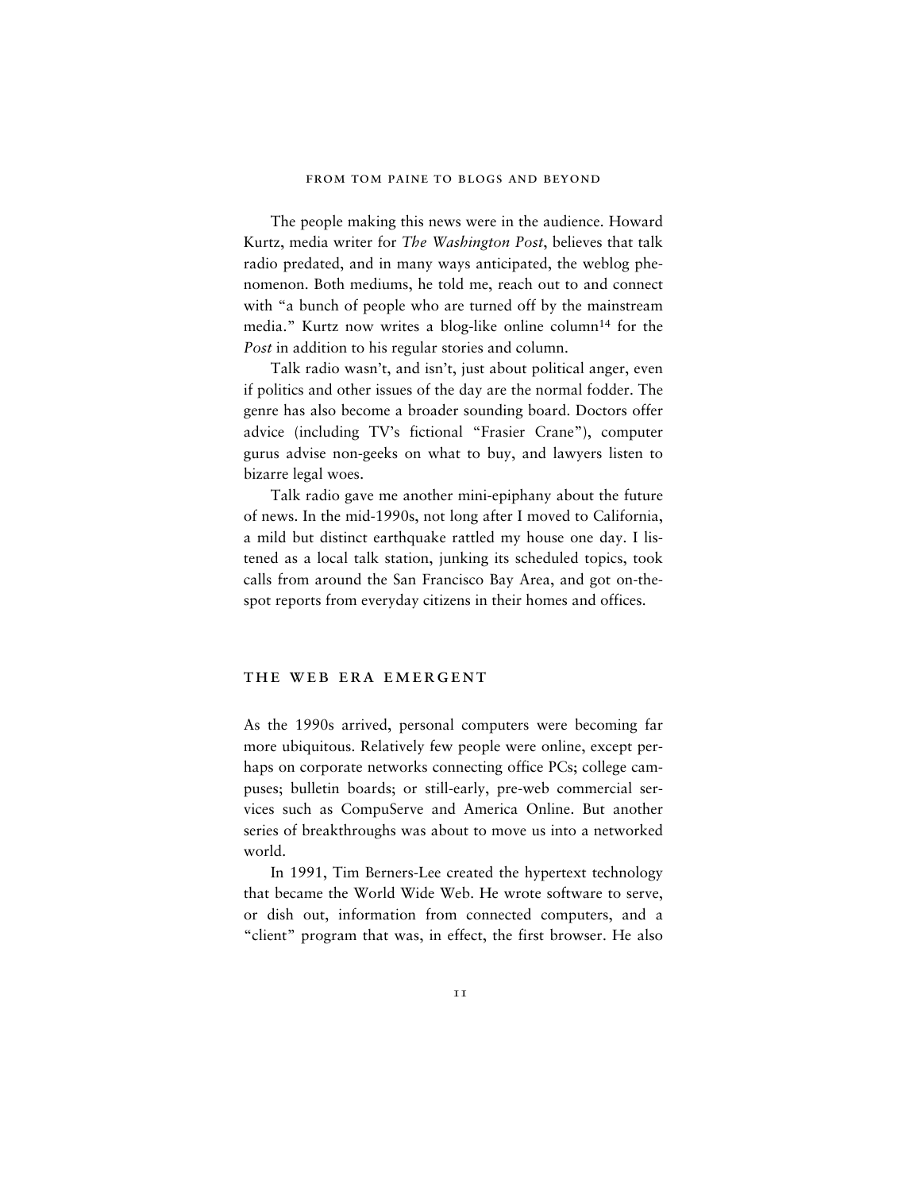The people making this news were in the audience. Howard Kurtz, media writer for *The Washington Post*, believes that talk radio predated, and in many ways anticipated, the weblog phenomenon. Both mediums, he told me, reach out to and connect with "a bunch of people who are turned off by the mainstream media." Kurtz now writes a blog-like online column[14] for the *Post* in addition to his regular stories and column.

Talk radio wasn't, and isn't, just about political anger, even if politics and other issues of the day are the normal fodder. The genre has also become a broader sounding board. Doctors offer advice (including TV's fictional "Frasier Crane"), computer gurus advise non-geeks on what to buy, and lawyers listen to bizarre legal woes.

Talk radio gave me another mini-epiphany about the future of news. In the mid-1990s, not long after I moved to California, a mild but distinct earthquake rattled my house one day. I listened as a local talk station, junking its scheduled topics, took calls from around the San Francisco Bay Area, and got on-the-spot reports from everyday citizens in their homes and offices.

## THE WEB ERA EMERGENT

As the 1990s arrived, personal computers were becoming far more ubiquitous. Relatively few people were online, except perhaps on corporate networks connecting office PCs; college campuses; bulletin boards; or still-early, pre-web commercial services such as CompuServe and America Online. But another series of breakthroughs was about to move us into a networked world.

In 1991, Tim Berners-Lee created the hypertext technology that became the World Wide Web. He wrote software to serve, or dish out, information from connected computers, and a "client" program that was, in effect, the first browser. He also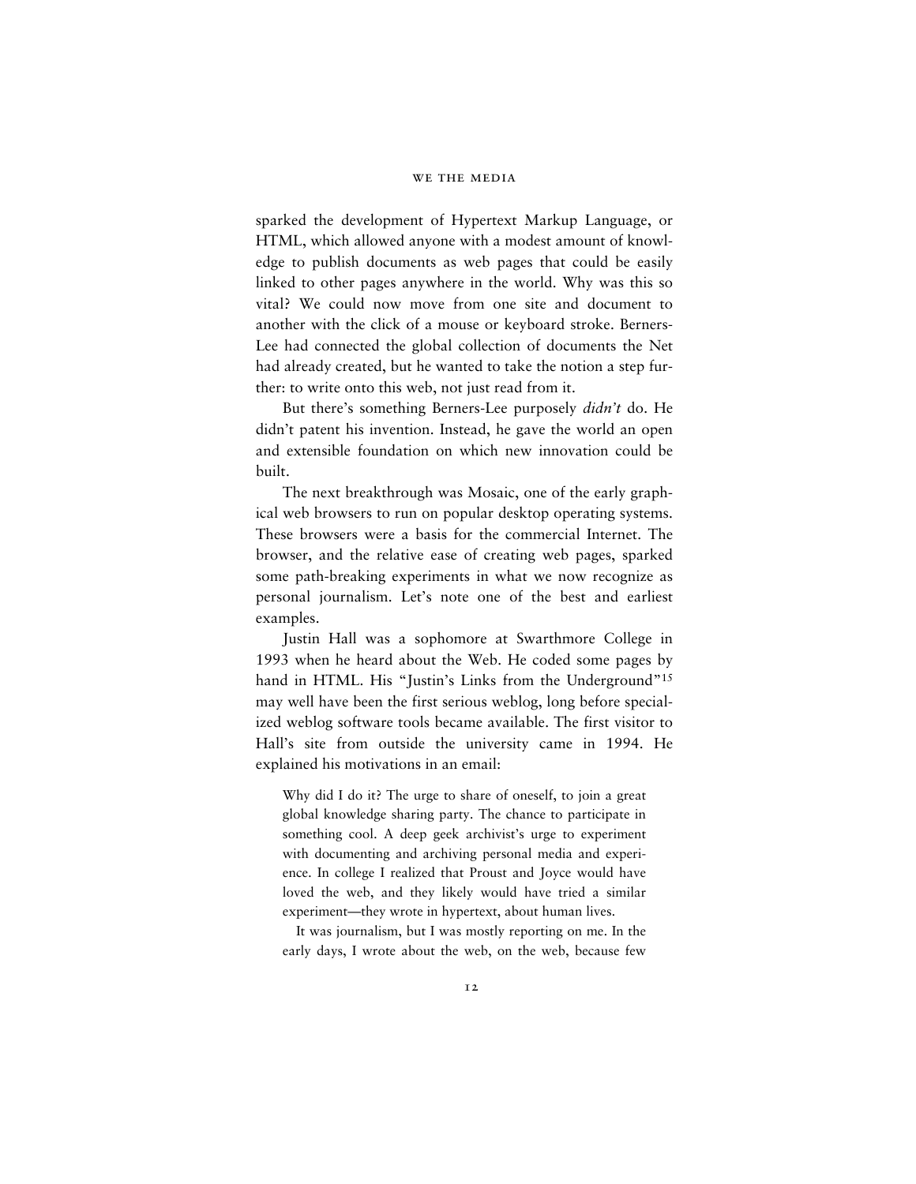sparked the development of Hypertext Markup Language, or HTML, which allowed anyone with a modest amount of knowledge to publish documents as web pages that could be easily linked to other pages anywhere in the world. Why was this so vital? We could now move from one site and document to another with the click of a mouse or keyboard stroke. Berners-Lee had connected the global collection of documents the Net had already created, but he wanted to take the notion a step further: to write onto this web, not just read from it.

But there's something Berners-Lee purposely *didn't* do. He didn't patent his invention. Instead, he gave the world an open and extensible foundation on which new innovation could be built.

The next breakthrough was Mosaic, one of the early graphical web browsers to run on popular desktop operating systems. These browsers were a basis for the commercial Internet. The browser, and the relative ease of creating web pages, sparked some path-breaking experiments in what we now recognize as personal journalism. Let's note one of the best and earliest examples.

Justin Hall was a sophomore at Swarthmore College in 1993 when he heard about the Web. He coded some pages by hand in HTML. His "Justin's Links from the Underground"[15] may well have been the first serious weblog, long before specialized weblog software tools became available. The first visitor to Hall's site from outside the university came in 1994. He explained his motivations in an email:

> Why did I do it? The urge to share of oneself, to join a great global knowledge sharing party. The chance to participate in something cool. A deep geek archivist's urge to experiment with documenting and archiving personal media and experience. In college I realized that Proust and Joyce would have loved the web, and they likely would have tried a similar experiment—they wrote in hypertext, about human lives.
>
> It was journalism, but I was mostly reporting on me. In the early days, I wrote about the web, on the web, because few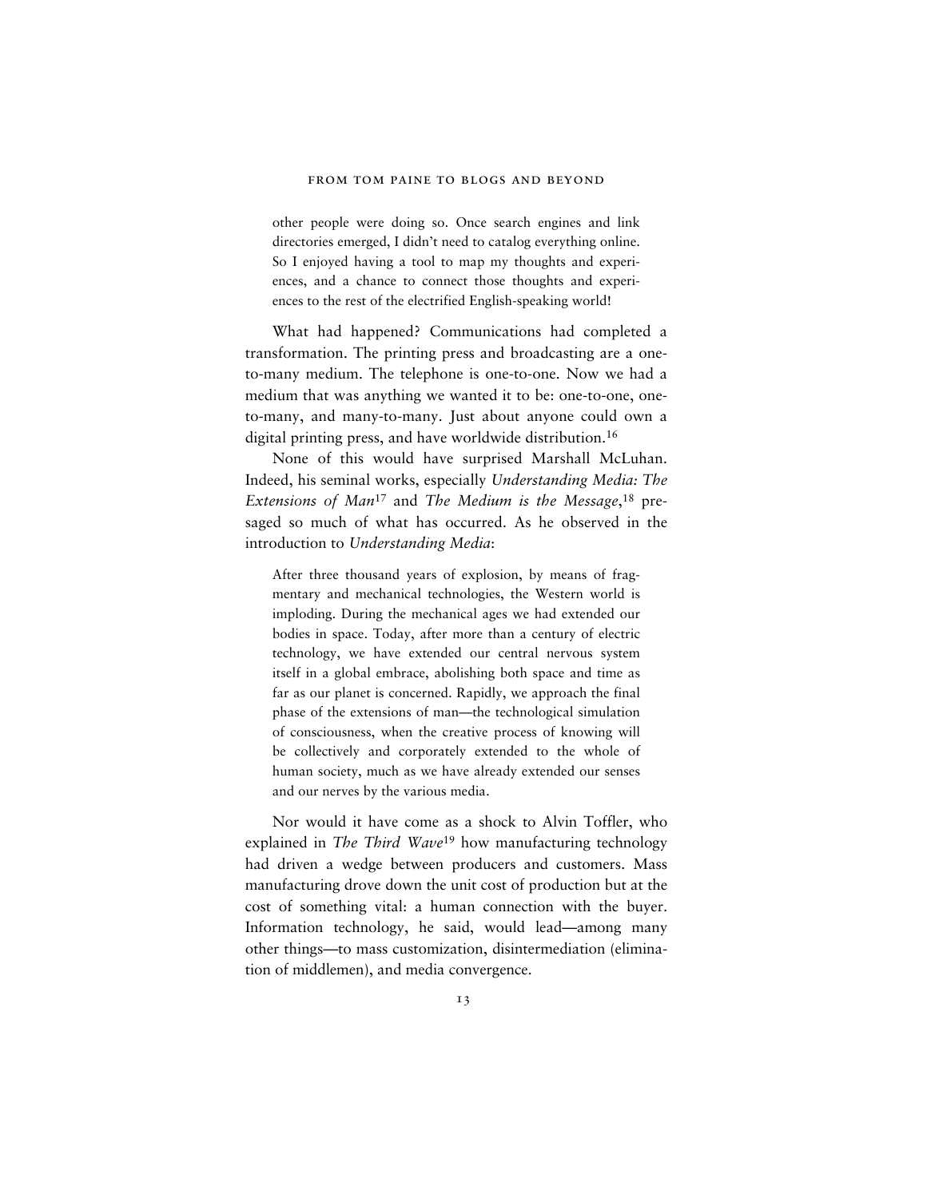> other people were doing so. Once search engines and link directories emerged, I didn't need to catalog everything online. So I enjoyed having a tool to map my thoughts and experiences, and a chance to connect those thoughts and experiences to the rest of the electrified English-speaking world!

What had happened? Communications had completed a transformation. The printing press and broadcasting are a one-to-many medium. The telephone is one-to-one. Now we had a medium that was anything we wanted it to be: one-to-one, one-to-many, and many-to-many. Just about anyone could own a digital printing press, and have worldwide distribution.[16]

None of this would have surprised Marshall McLuhan. Indeed, his seminal works, especially *Understanding Media: The Extensions of Man*[17] and *The Medium is the Message*,[18] presaged so much of what has occurred. As he observed in the introduction to *Understanding Media*:

> After three thousand years of explosion, by means of fragmentary and mechanical technologies, the Western world is imploding. During the mechanical ages we had extended our bodies in space. Today, after more than a century of electric technology, we have extended our central nervous system itself in a global embrace, abolishing both space and time as far as our planet is concerned. Rapidly, we approach the final phase of the extensions of man—the technological simulation of consciousness, when the creative process of knowing will be collectively and corporately extended to the whole of human society, much as we have already extended our senses and our nerves by the various media.

Nor would it have come as a shock to Alvin Toffler, who explained in *The Third Wave*[19] how manufacturing technology had driven a wedge between producers and customers. Mass manufacturing drove down the unit cost of production but at the cost of something vital: a human connection with the buyer. Information technology, he said, would lead—among many other things—to mass customization, disintermediation (elimination of middlemen), and media convergence.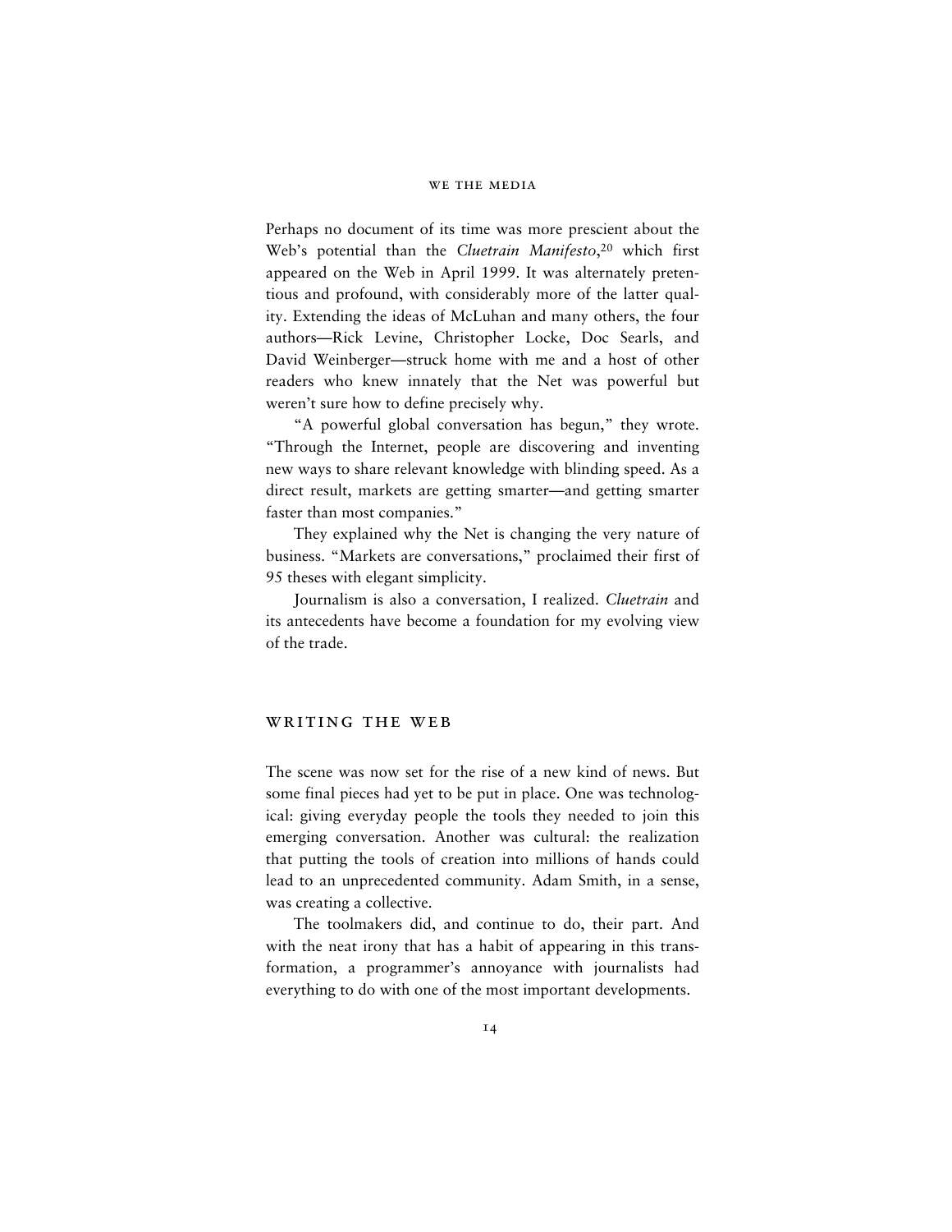Perhaps no document of its time was more prescient about the Web's potential than the *Cluetrain Manifesto*,[20] which first appeared on the Web in April 1999. It was alternately pretentious and profound, with considerably more of the latter quality. Extending the ideas of McLuhan and many others, the four authors—Rick Levine, Christopher Locke, Doc Searls, and David Weinberger—struck home with me and a host of other readers who knew innately that the Net was powerful but weren't sure how to define precisely why.

"A powerful global conversation has begun," they wrote. "Through the Internet, people are discovering and inventing new ways to share relevant knowledge with blinding speed. As a direct result, markets are getting smarter—and getting smarter faster than most companies."

They explained why the Net is changing the very nature of business. "Markets are conversations," proclaimed their first of 95 theses with elegant simplicity.

Journalism is also a conversation, I realized. *Cluetrain* and its antecedents have become a foundation for my evolving view of the trade.

## WRITING THE WEB

The scene was now set for the rise of a new kind of news. But some final pieces had yet to be put in place. One was technological: giving everyday people the tools they needed to join this emerging conversation. Another was cultural: the realization that putting the tools of creation into millions of hands could lead to an unprecedented community. Adam Smith, in a sense, was creating a collective.

The toolmakers did, and continue to do, their part. And with the neat irony that has a habit of appearing in this transformation, a programmer's annoyance with journalists had everything to do with one of the most important developments.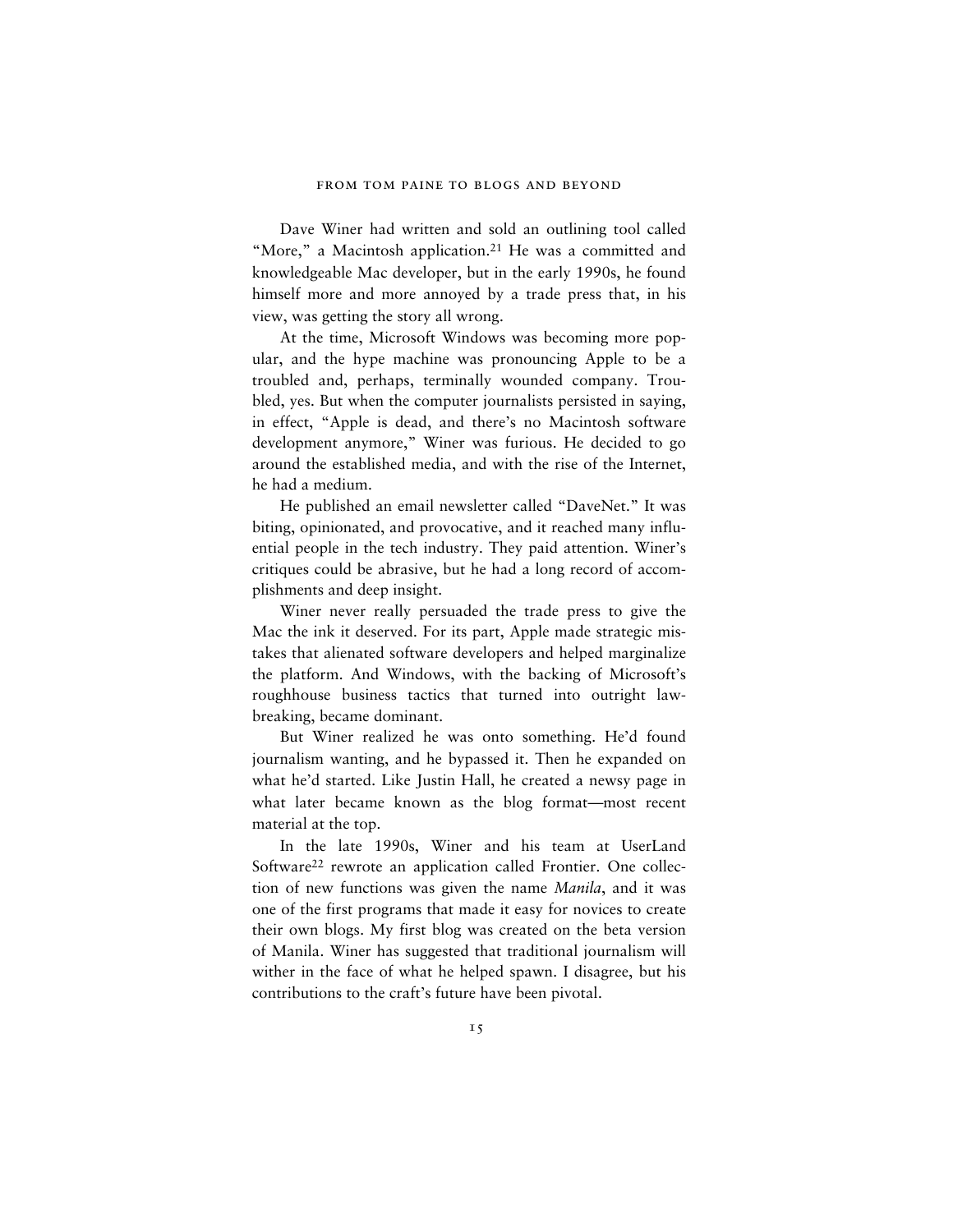Dave Winer had written and sold an outlining tool called "More," a Macintosh application.[21] He was a committed and knowledgeable Mac developer, but in the early 1990s, he found himself more and more annoyed by a trade press that, in his view, was getting the story all wrong.

At the time, Microsoft Windows was becoming more popular, and the hype machine was pronouncing Apple to be a troubled and, perhaps, terminally wounded company. Troubled, yes. But when the computer journalists persisted in saying, in effect, "Apple is dead, and there's no Macintosh software development anymore," Winer was furious. He decided to go around the established media, and with the rise of the Internet, he had a medium.

He published an email newsletter called "DaveNet." It was biting, opinionated, and provocative, and it reached many influential people in the tech industry. They paid attention. Winer's critiques could be abrasive, but he had a long record of accomplishments and deep insight.

Winer never really persuaded the trade press to give the Mac the ink it deserved. For its part, Apple made strategic mistakes that alienated software developers and helped marginalize the platform. And Windows, with the backing of Microsoft's roughhouse business tactics that turned into outright lawbreaking, became dominant.

But Winer realized he was onto something. He'd found journalism wanting, and he bypassed it. Then he expanded on what he'd started. Like Justin Hall, he created a newsy page in what later became known as the blog format—most recent material at the top.

In the late 1990s, Winer and his team at UserLand Software[22] rewrote an application called Frontier. One collection of new functions was given the name *Manila*, and it was one of the first programs that made it easy for novices to create their own blogs. My first blog was created on the beta version of Manila. Winer has suggested that traditional journalism will wither in the face of what he helped spawn. I disagree, but his contributions to the craft's future have been pivotal.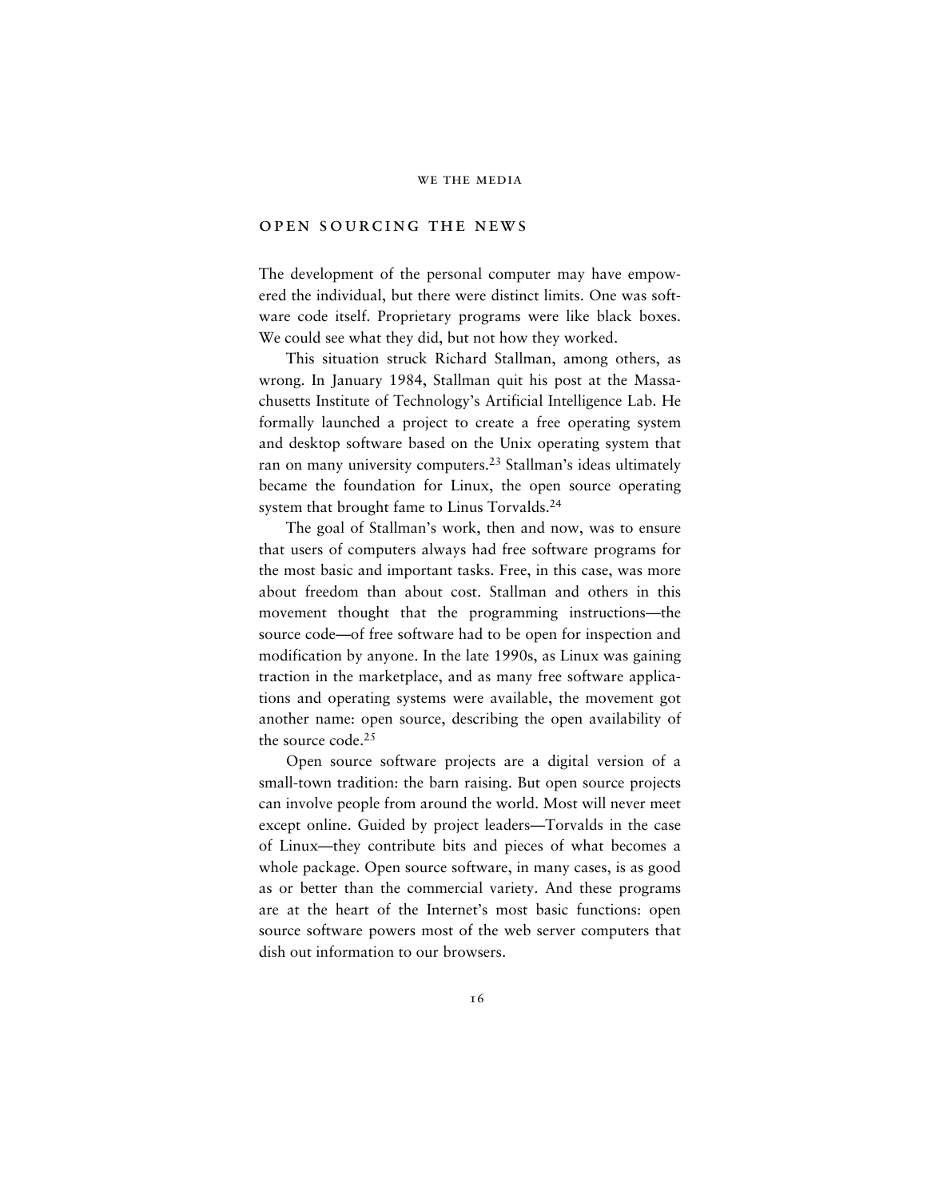## OPEN SOURCING THE NEWS

The development of the personal computer may have empowered the individual, but there were distinct limits. One was software code itself. Proprietary programs were like black boxes. We could see what they did, but not how they worked.

This situation struck Richard Stallman, among others, as wrong. In January 1984, Stallman quit his post at the Massachusetts Institute of Technology's Artificial Intelligence Lab. He formally launched a project to create a free operating system and desktop software based on the Unix operating system that ran on many university computers.[23] Stallman's ideas ultimately became the foundation for Linux, the open source operating system that brought fame to Linus Torvalds.[24]

The goal of Stallman's work, then and now, was to ensure that users of computers always had free software programs for the most basic and important tasks. Free, in this case, was more about freedom than about cost. Stallman and others in this movement thought that the programming instructions—the source code—of free software had to be open for inspection and modification by anyone. In the late 1990s, as Linux was gaining traction in the marketplace, and as many free software applications and operating systems were available, the movement got another name: open source, describing the open availability of the source code.[25]

Open source software projects are a digital version of a small-town tradition: the barn raising. But open source projects can involve people from around the world. Most will never meet except online. Guided by project leaders—Torvalds in the case of Linux—they contribute bits and pieces of what becomes a whole package. Open source software, in many cases, is as good as or better than the commercial variety. And these programs are at the heart of the Internet's most basic functions: open source software powers most of the web server computers that dish out information to our browsers.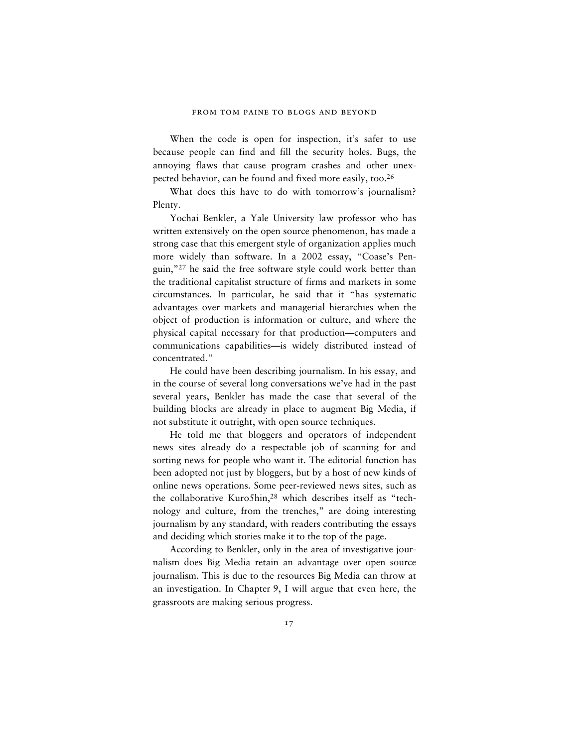When the code is open for inspection, it's safer to use because people can find and fill the security holes. Bugs, the annoying flaws that cause program crashes and other unexpected behavior, can be found and fixed more easily, too.[26]

What does this have to do with tomorrow's journalism? Plenty.

Yochai Benkler, a Yale University law professor who has written extensively on the open source phenomenon, has made a strong case that this emergent style of organization applies much more widely than software. In a 2002 essay, "Coase's Penguin,"[27] he said the free software style could work better than the traditional capitalist structure of firms and markets in some circumstances. In particular, he said that it "has systematic advantages over markets and managerial hierarchies when the object of production is information or culture, and where the physical capital necessary for that production—computers and communications capabilities—is widely distributed instead of concentrated."

He could have been describing journalism. In his essay, and in the course of several long conversations we've had in the past several years, Benkler has made the case that several of the building blocks are already in place to augment Big Media, if not substitute it outright, with open source techniques.

He told me that bloggers and operators of independent news sites already do a respectable job of scanning for and sorting news for people who want it. The editorial function has been adopted not just by bloggers, but by a host of new kinds of online news operations. Some peer-reviewed news sites, such as the collaborative Kuro5hin,[28] which describes itself as "technology and culture, from the trenches," are doing interesting journalism by any standard, with readers contributing the essays and deciding which stories make it to the top of the page.

According to Benkler, only in the area of investigative journalism does Big Media retain an advantage over open source journalism. This is due to the resources Big Media can throw at an investigation. In Chapter 9, I will argue that even here, the grassroots are making serious progress.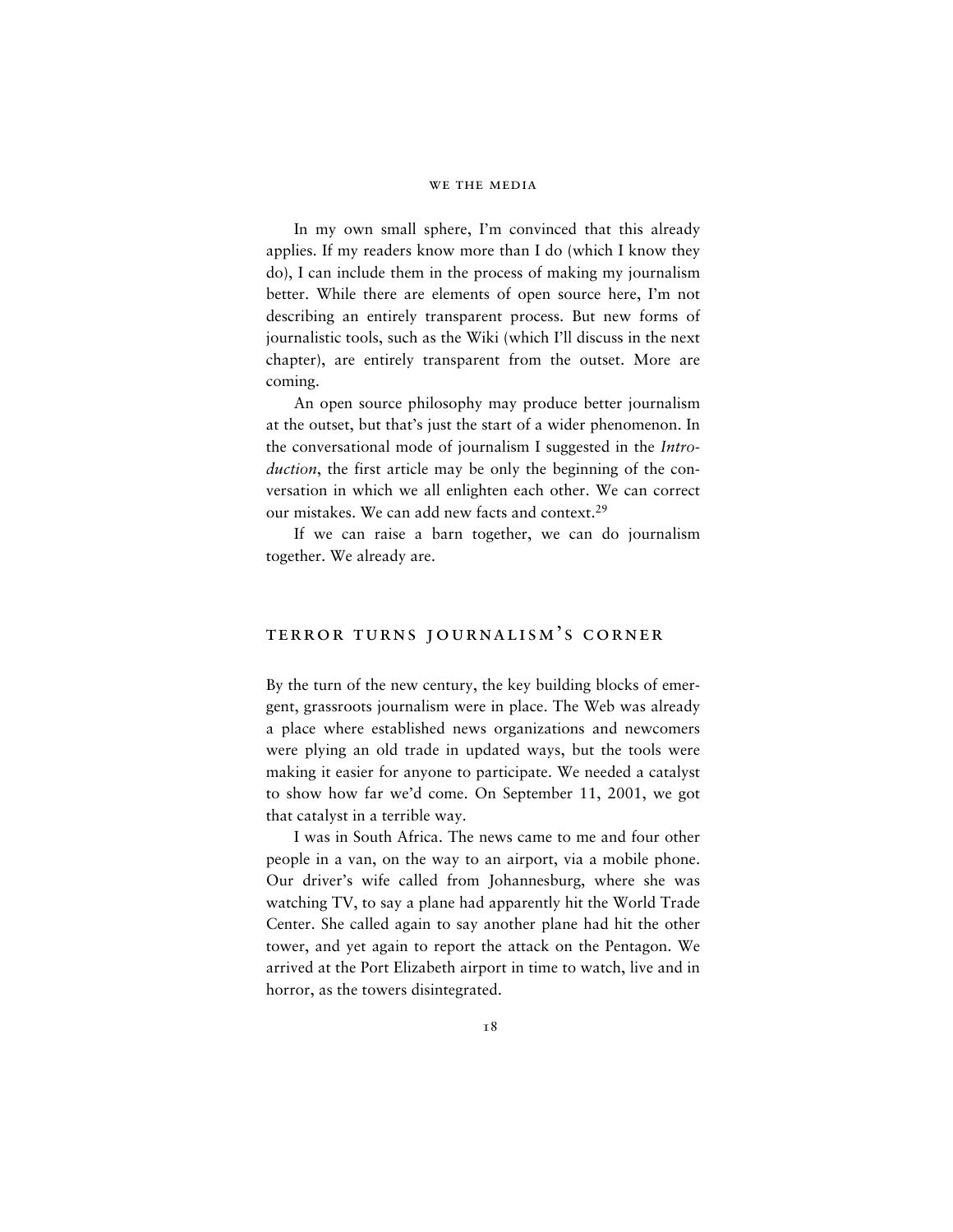In my own small sphere, I'm convinced that this already applies. If my readers know more than I do (which I know they do), I can include them in the process of making my journalism better. While there are elements of open source here, I'm not describing an entirely transparent process. But new forms of journalistic tools, such as the Wiki (which I'll discuss in the next chapter), are entirely transparent from the outset. More are coming.

An open source philosophy may produce better journalism at the outset, but that's just the start of a wider phenomenon. In the conversational mode of journalism I suggested in the *Introduction*, the first article may be only the beginning of the conversation in which we all enlighten each other. We can correct our mistakes. We can add new facts and context.[29]

If we can raise a barn together, we can do journalism together. We already are.

## TERROR TURNS JOURNALISM'S CORNER

By the turn of the new century, the key building blocks of emergent, grassroots journalism were in place. The Web was already a place where established news organizations and newcomers were plying an old trade in updated ways, but the tools were making it easier for anyone to participate. We needed a catalyst to show how far we'd come. On September 11, 2001, we got that catalyst in a terrible way.

I was in South Africa. The news came to me and four other people in a van, on the way to an airport, via a mobile phone. Our driver's wife called from Johannesburg, where she was watching TV, to say a plane had apparently hit the World Trade Center. She called again to say another plane had hit the other tower, and yet again to report the attack on the Pentagon. We arrived at the Port Elizabeth airport in time to watch, live and in horror, as the towers disintegrated.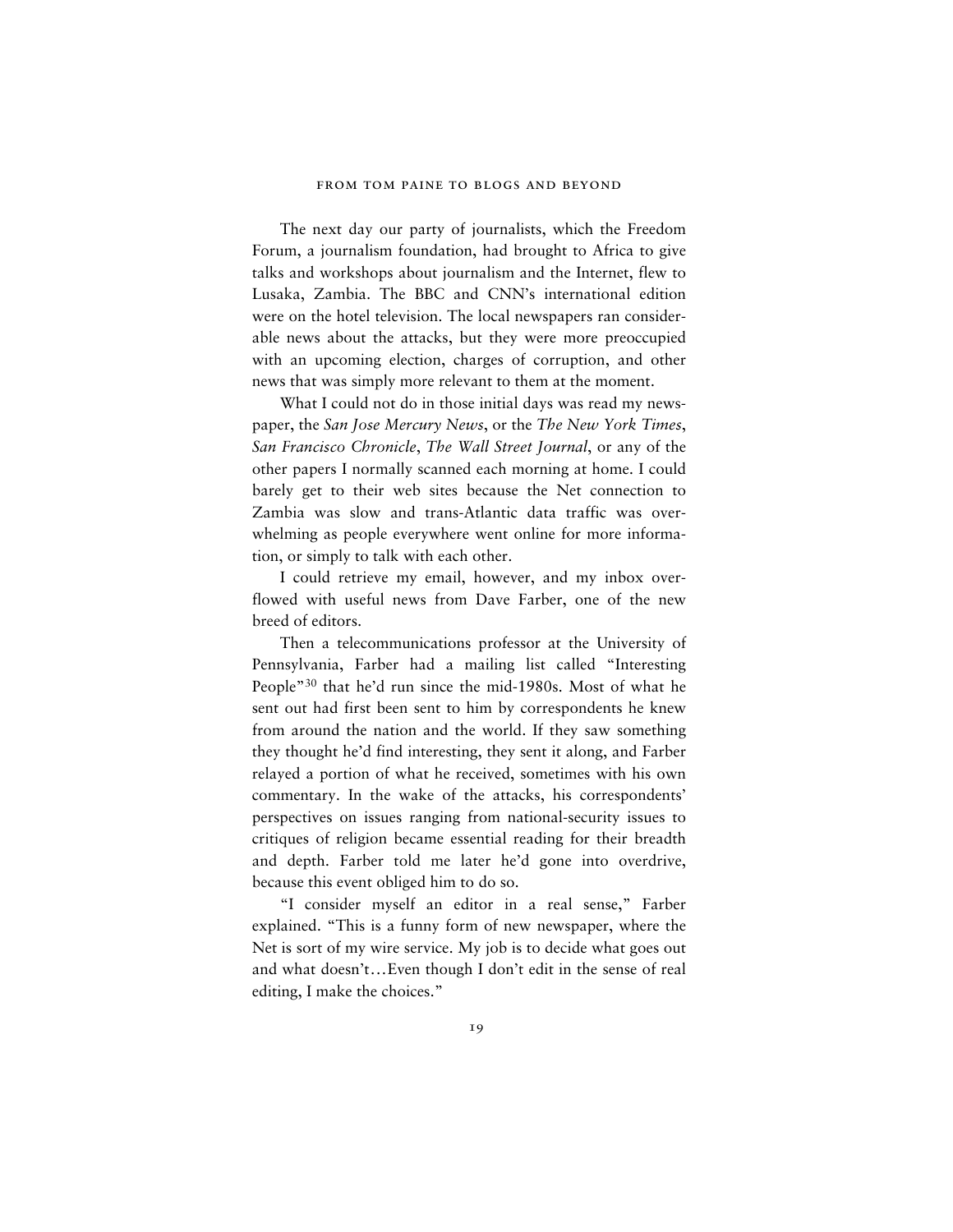The next day our party of journalists, which the Freedom Forum, a journalism foundation, had brought to Africa to give talks and workshops about journalism and the Internet, flew to Lusaka, Zambia. The BBC and CNN's international edition were on the hotel television. The local newspapers ran considerable news about the attacks, but they were more preoccupied with an upcoming election, charges of corruption, and other news that was simply more relevant to them at the moment.

What I could not do in those initial days was read my newspaper, the *San Jose Mercury News*, or the *The New York Times*, *San Francisco Chronicle*, *The Wall Street Journal*, or any of the other papers I normally scanned each morning at home. I could barely get to their web sites because the Net connection to Zambia was slow and trans-Atlantic data traffic was overwhelming as people everywhere went online for more information, or simply to talk with each other.

I could retrieve my email, however, and my inbox overflowed with useful news from Dave Farber, one of the new breed of editors.

Then a telecommunications professor at the University of Pennsylvania, Farber had a mailing list called "Interesting People"[30] that he'd run since the mid-1980s. Most of what he sent out had first been sent to him by correspondents he knew from around the nation and the world. If they saw something they thought he'd find interesting, they sent it along, and Farber relayed a portion of what he received, sometimes with his own commentary. In the wake of the attacks, his correspondents' perspectives on issues ranging from national-security issues to critiques of religion became essential reading for their breadth and depth. Farber told me later he'd gone into overdrive, because this event obliged him to do so.

"I consider myself an editor in a real sense," Farber explained. "This is a funny form of new newspaper, where the Net is sort of my wire service. My job is to decide what goes out and what doesn't…Even though I don't edit in the sense of real editing, I make the choices."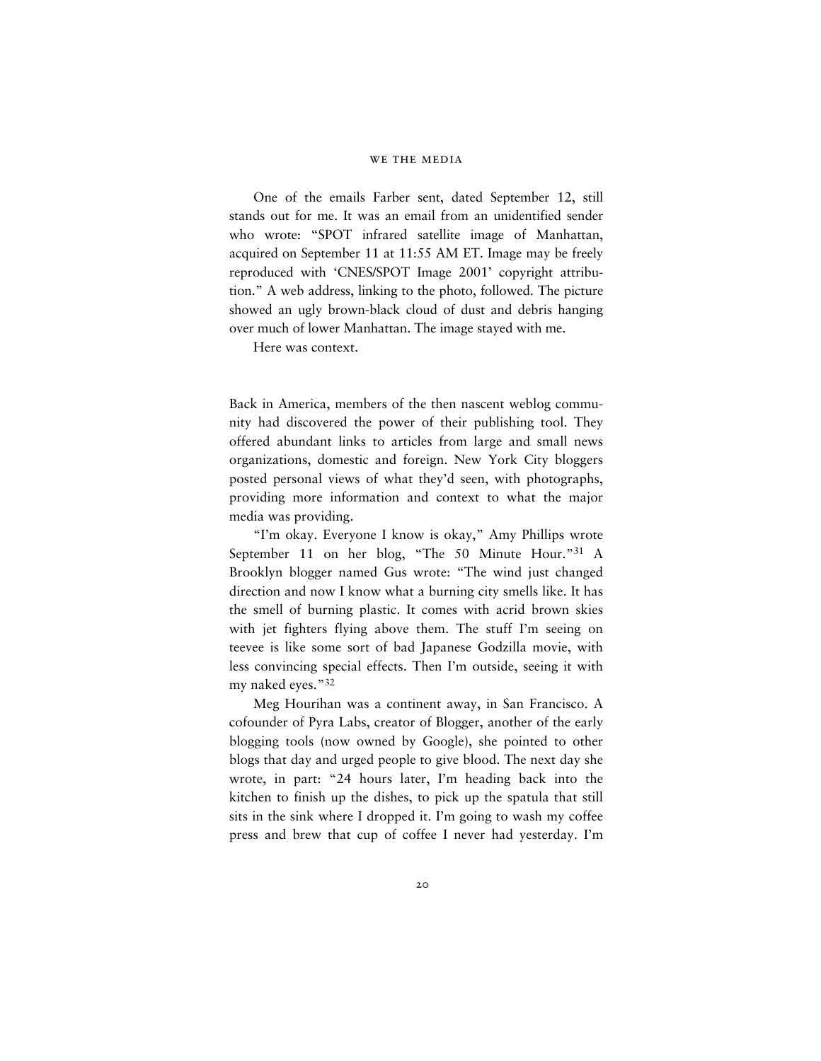One of the emails Farber sent, dated September 12, still stands out for me. It was an email from an unidentified sender who wrote: "SPOT infrared satellite image of Manhattan, acquired on September 11 at 11:55 AM ET. Image may be freely reproduced with 'CNES/SPOT Image 2001' copyright attribution." A web address, linking to the photo, followed. The picture showed an ugly brown-black cloud of dust and debris hanging over much of lower Manhattan. The image stayed with me.

Here was context.

Back in America, members of the then nascent weblog community had discovered the power of their publishing tool. They offered abundant links to articles from large and small news organizations, domestic and foreign. New York City bloggers posted personal views of what they'd seen, with photographs, providing more information and context to what the major media was providing.

"I'm okay. Everyone I know is okay," Amy Phillips wrote September 11 on her blog, "The 50 Minute Hour."[31] A Brooklyn blogger named Gus wrote: "The wind just changed direction and now I know what a burning city smells like. It has the smell of burning plastic. It comes with acrid brown skies with jet fighters flying above them. The stuff I'm seeing on teevee is like some sort of bad Japanese Godzilla movie, with less convincing special effects. Then I'm outside, seeing it with my naked eyes."[32]

Meg Hourihan was a continent away, in San Francisco. A cofounder of Pyra Labs, creator of Blogger, another of the early blogging tools (now owned by Google), she pointed to other blogs that day and urged people to give blood. The next day she wrote, in part: "24 hours later, I'm heading back into the kitchen to finish up the dishes, to pick up the spatula that still sits in the sink where I dropped it. I'm going to wash my coffee press and brew that cup of coffee I never had yesterday. I'm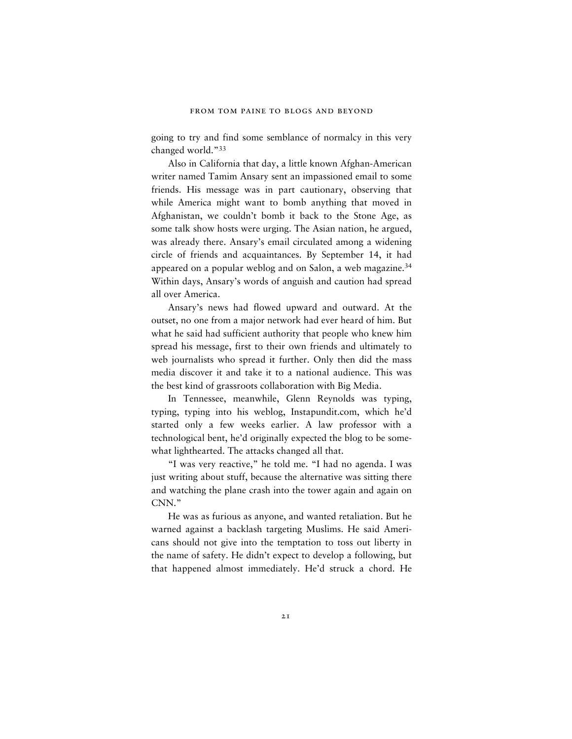going to try and find some semblance of normalcy in this very changed world."[33]

Also in California that day, a little known Afghan-American writer named Tamim Ansary sent an impassioned email to some friends. His message was in part cautionary, observing that while America might want to bomb anything that moved in Afghanistan, we couldn't bomb it back to the Stone Age, as some talk show hosts were urging. The Asian nation, he argued, was already there. Ansary's email circulated among a widening circle of friends and acquaintances. By September 14, it had appeared on a popular weblog and on Salon, a web magazine.[34] Within days, Ansary's words of anguish and caution had spread all over America.

Ansary's news had flowed upward and outward. At the outset, no one from a major network had ever heard of him. But what he said had sufficient authority that people who knew him spread his message, first to their own friends and ultimately to web journalists who spread it further. Only then did the mass media discover it and take it to a national audience. This was the best kind of grassroots collaboration with Big Media.

In Tennessee, meanwhile, Glenn Reynolds was typing, typing, typing into his weblog, Instapundit.com, which he'd started only a few weeks earlier. A law professor with a technological bent, he'd originally expected the blog to be somewhat lighthearted. The attacks changed all that.

"I was very reactive," he told me. "I had no agenda. I was just writing about stuff, because the alternative was sitting there and watching the plane crash into the tower again and again on CNN."

He was as furious as anyone, and wanted retaliation. But he warned against a backlash targeting Muslims. He said Americans should not give into the temptation to toss out liberty in the name of safety. He didn't expect to develop a following, but that happened almost immediately. He'd struck a chord. He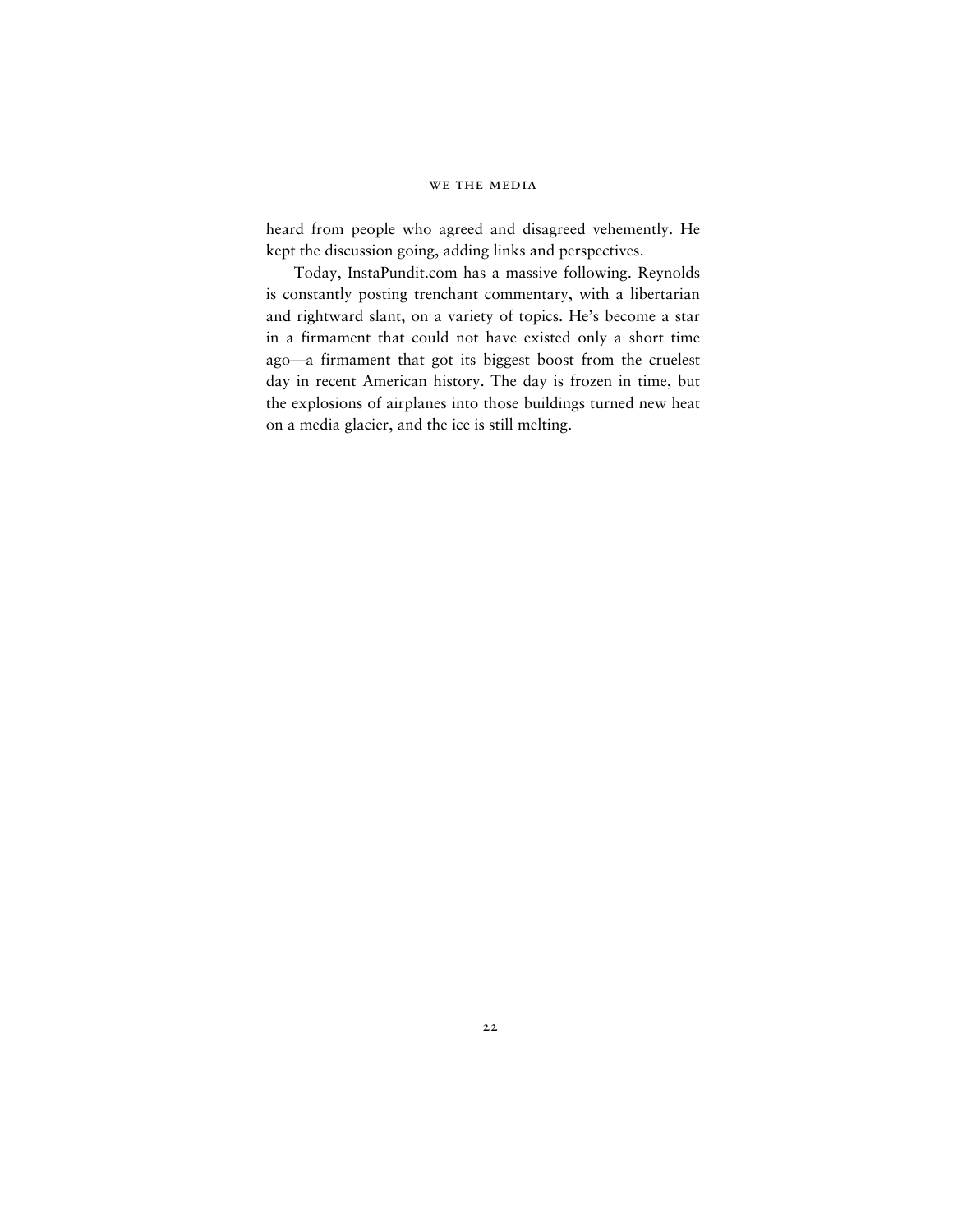heard from people who agreed and disagreed vehemently. He kept the discussion going, adding links and perspectives.

Today, InstaPundit.com has a massive following. Reynolds is constantly posting trenchant commentary, with a libertarian and rightward slant, on a variety of topics. He's become a star in a firmament that could not have existed only a short time ago—a firmament that got its biggest boost from the cruelest day in recent American history. The day is frozen in time, but the explosions of airplanes into those buildings turned new heat on a media glacier, and the ice is still melting.